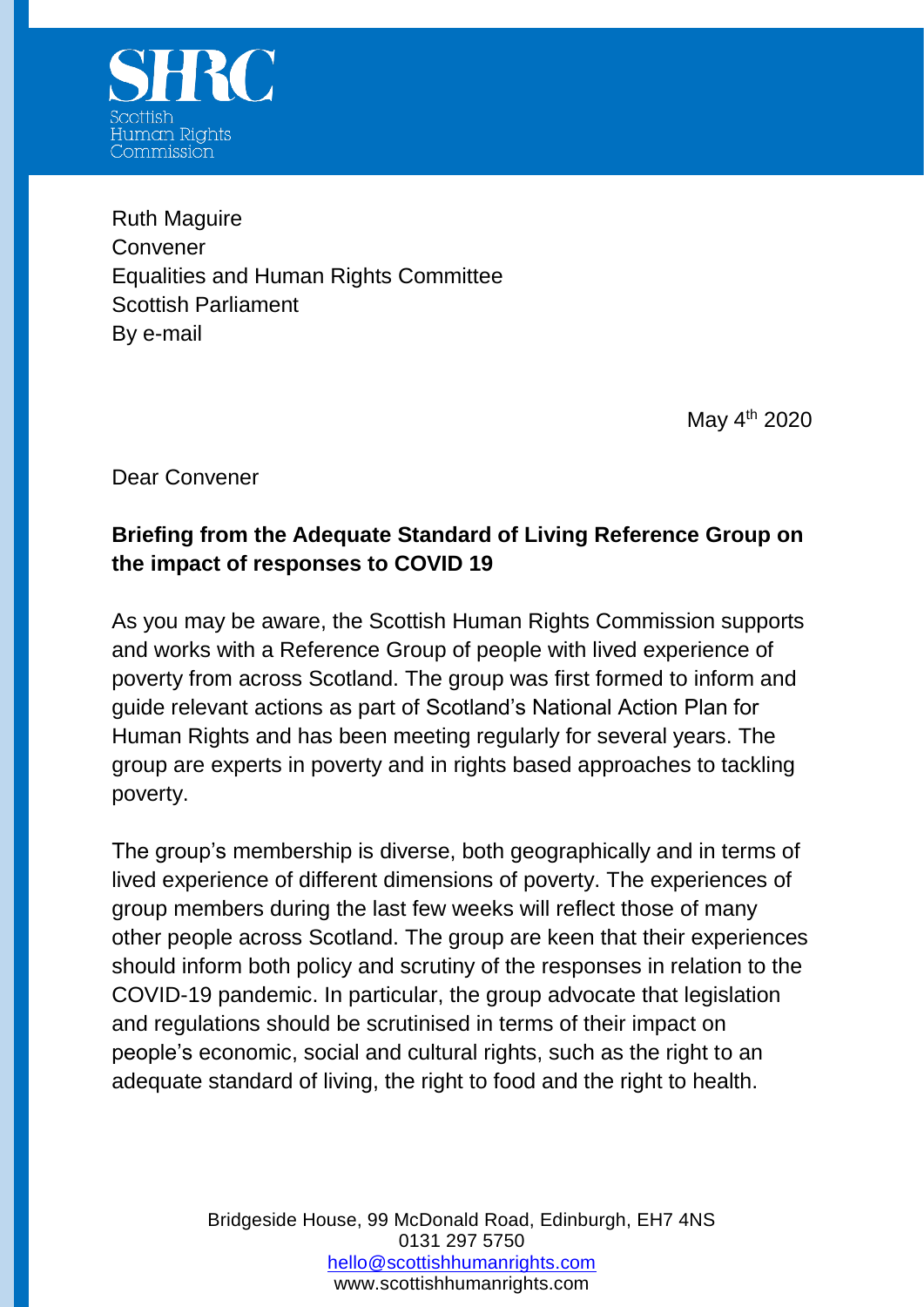SHRC
Scottish
Human Rights
Commission

Ruth Maguire
Convener
Equalities and Human Rights Committee
Scottish Parliament
By e-mail

May 4th 2020

Dear Convener

**Briefing from the Adequate Standard of Living Reference Group on the impact of responses to COVID 19**

As you may be aware, the Scottish Human Rights Commission supports and works with a Reference Group of people with lived experience of poverty from across Scotland. The group was first formed to inform and guide relevant actions as part of Scotland's National Action Plan for Human Rights and has been meeting regularly for several years. The group are experts in poverty and in rights based approaches to tackling poverty.

The group's membership is diverse, both geographically and in terms of lived experience of different dimensions of poverty. The experiences of group members during the last few weeks will reflect those of many other people across Scotland. The group are keen that their experiences should inform both policy and scrutiny of the responses in relation to the COVID-19 pandemic. In particular, the group advocate that legislation and regulations should be scrutinised in terms of their impact on people's economic, social and cultural rights, such as the right to an adequate standard of living, the right to food and the right to health.

Bridgeside House, 99 McDonald Road, Edinburgh, EH7 4NS
0131 297 5750
hello@scottishhumanrights.com
www.scottishhumanrights.com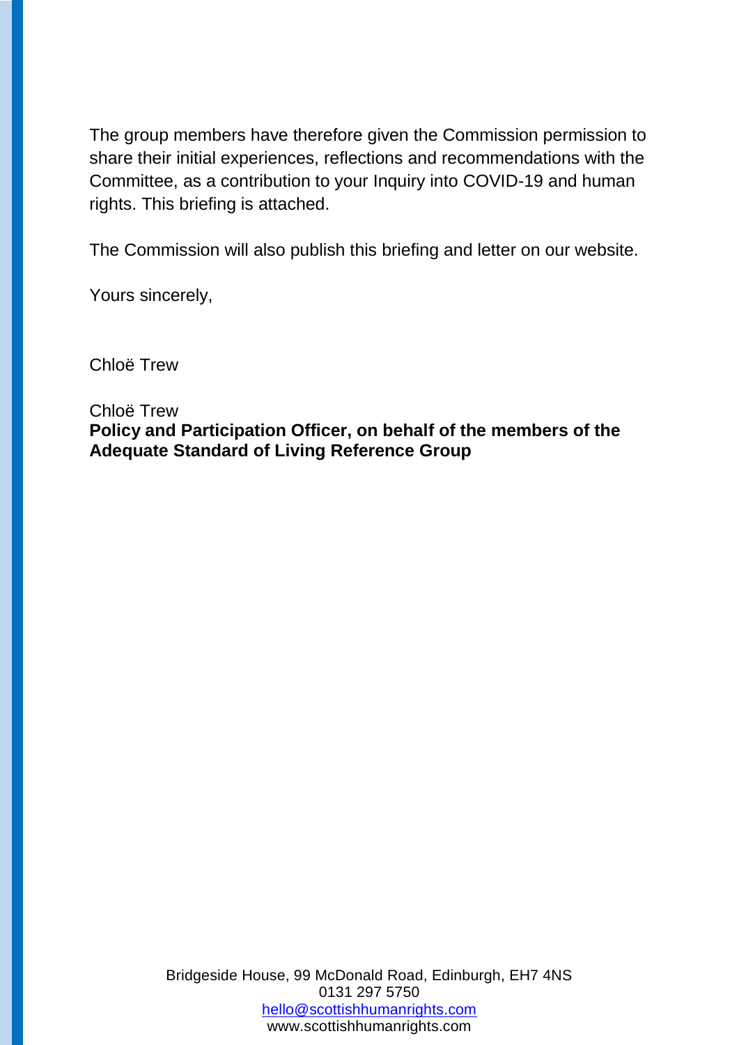The group members have therefore given the Commission permission to share their initial experiences, reflections and recommendations with the Committee, as a contribution to your Inquiry into COVID-19 and human rights. This briefing is attached.

The Commission will also publish this briefing and letter on our website.

Yours sincerely,

Chloë Trew

Chloë Trew
**Policy and Participation Officer, on behalf of the members of the Adequate Standard of Living Reference Group**

Bridgeside House, 99 McDonald Road, Edinburgh, EH7 4NS
0131 297 5750
hello@scottishhumanrights.com
www.scottishhumanrights.com